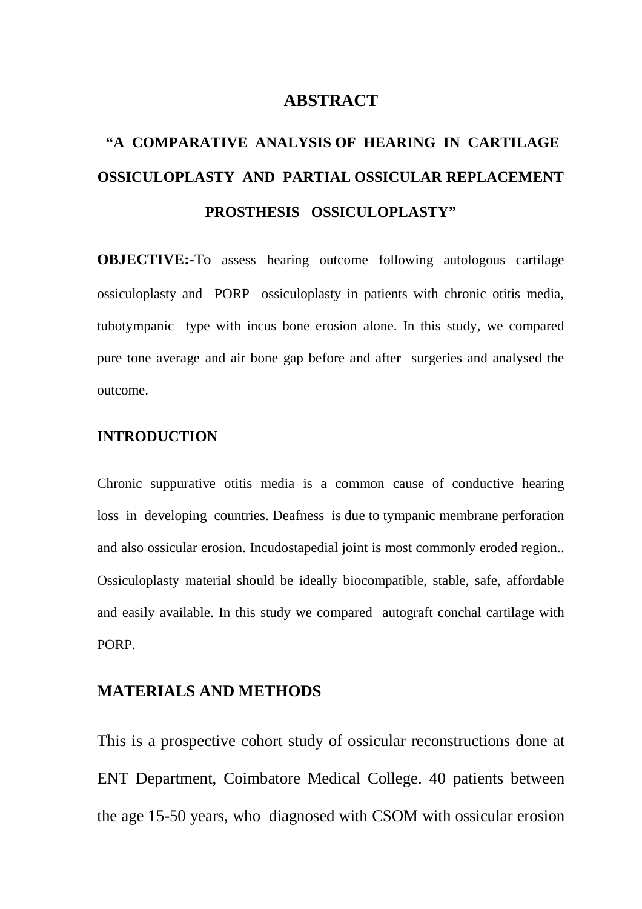# ABSTRACT

## "A COMPARATIVE ANALYSIS OF HEARING IN CARTILAGE OSSICULOPLASTY AND PARTIAL OSSICULAR REPLACEMENT PROSTHESIS OSSICULOPLASTY"

**OBJECTIVE:-**To assess hearing outcome following autologous cartilage ossiculoplasty and PORP ossiculoplasty in patients with chronic otitis media, tubotympanic type with incus bone erosion alone. In this study, we compared pure tone average and air bone gap before and after surgeries and analysed the outcome.

### INTRODUCTION

Chronic suppurative otitis media is a common cause of conductive hearing loss in developing countries. Deafness is due to tympanic membrane perforation and also ossicular erosion. Incudostapedial joint is most commonly eroded region.. Ossiculoplasty material should be ideally biocompatible, stable, safe, affordable and easily available. In this study we compared autograft conchal cartilage with PORP.

### MATERIALS AND METHODS

This is a prospective cohort study of ossicular reconstructions done at ENT Department, Coimbatore Medical College. 40 patients between the age 15-50 years, who diagnosed with CSOM with ossicular erosion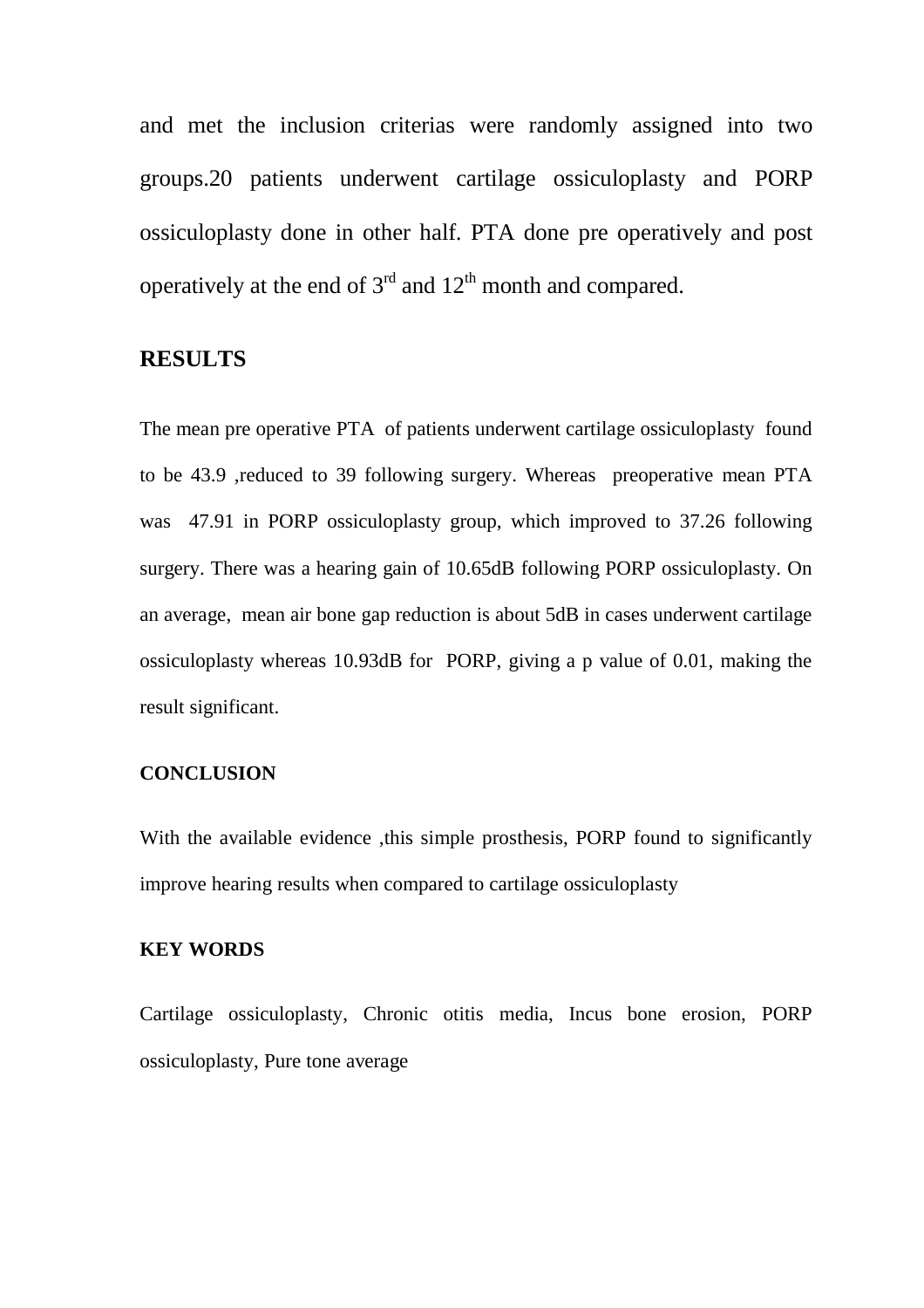and met the inclusion criterias were randomly assigned into two groups.20 patients underwent cartilage ossiculoplasty and PORP ossiculoplasty done in other half. PTA done pre operatively and post operatively at the end of 3rd and 12th month and compared.

## RESULTS

The mean pre operative PTA of patients underwent cartilage ossiculoplasty found to be 43.9 ,reduced to 39 following surgery. Whereas preoperative mean PTA was 47.91 in PORP ossiculoplasty group, which improved to 37.26 following surgery. There was a hearing gain of 10.65dB following PORP ossiculoplasty. On an average, mean air bone gap reduction is about 5dB in cases underwent cartilage ossiculoplasty whereas 10.93dB for PORP, giving a p value of 0.01, making the result significant.

### CONCLUSION

With the available evidence ,this simple prosthesis, PORP found to significantly improve hearing results when compared to cartilage ossiculoplasty

### KEY WORDS

Cartilage ossiculoplasty, Chronic otitis media, Incus bone erosion, PORP ossiculoplasty, Pure tone average